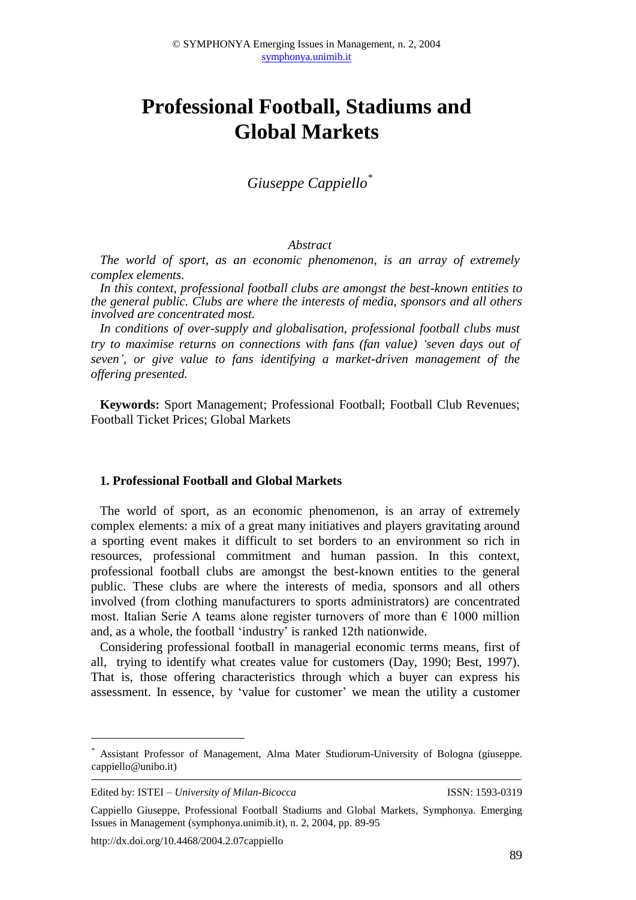# Professional Football, Stadiums and Global Markets

*Giuseppe Cappiello*[*]

*Abstract*

*The world of sport, as an economic phenomenon, is an array of extremely complex elements.*

*In this context, professional football clubs are amongst the best-known entities to the general public. Clubs are where the interests of media, sponsors and all others involved are concentrated most.*

*In conditions of over-supply and globalisation, professional football clubs must try to maximise returns on connections with fans (fan value) 'seven days out of seven', or give value to fans identifying a market-driven management of the offering presented.*

**Keywords:** Sport Management; Professional Football; Football Club Revenues; Football Ticket Prices; Global Markets

## 1. Professional Football and Global Markets

The world of sport, as an economic phenomenon, is an array of extremely complex elements: a mix of a great many initiatives and players gravitating around a sporting event makes it difficult to set borders to an environment so rich in resources, professional commitment and human passion. In this context, professional football clubs are amongst the best-known entities to the general public. These clubs are where the interests of media, sponsors and all others involved (from clothing manufacturers to sports administrators) are concentrated most. Italian Serie A teams alone register turnovers of more than € 1000 million and, as a whole, the football 'industry' is ranked 12th nationwide.

Considering professional football in managerial economic terms means, first of all, trying to identify what creates value for customers (Day, 1990; Best, 1997). That is, those offering characteristics through which a buyer can express his assessment. In essence, by 'value for customer' we mean the utility a customer

---

[*] Assistant Professor of Management, Alma Mater Studiorum-University of Bologna (giuseppe. cappiello@unibo.it)

Edited by: ISTEI – *University of Milan-Bicocca* ISSN: 1593-0319

Cappiello Giuseppe, Professional Football Stadiums and Global Markets, Symphonya. Emerging Issues in Management (symphonya.unimib.it), n. 2, 2004, pp. 89-95

http://dx.doi.org/10.4468/2004.2.07cappiello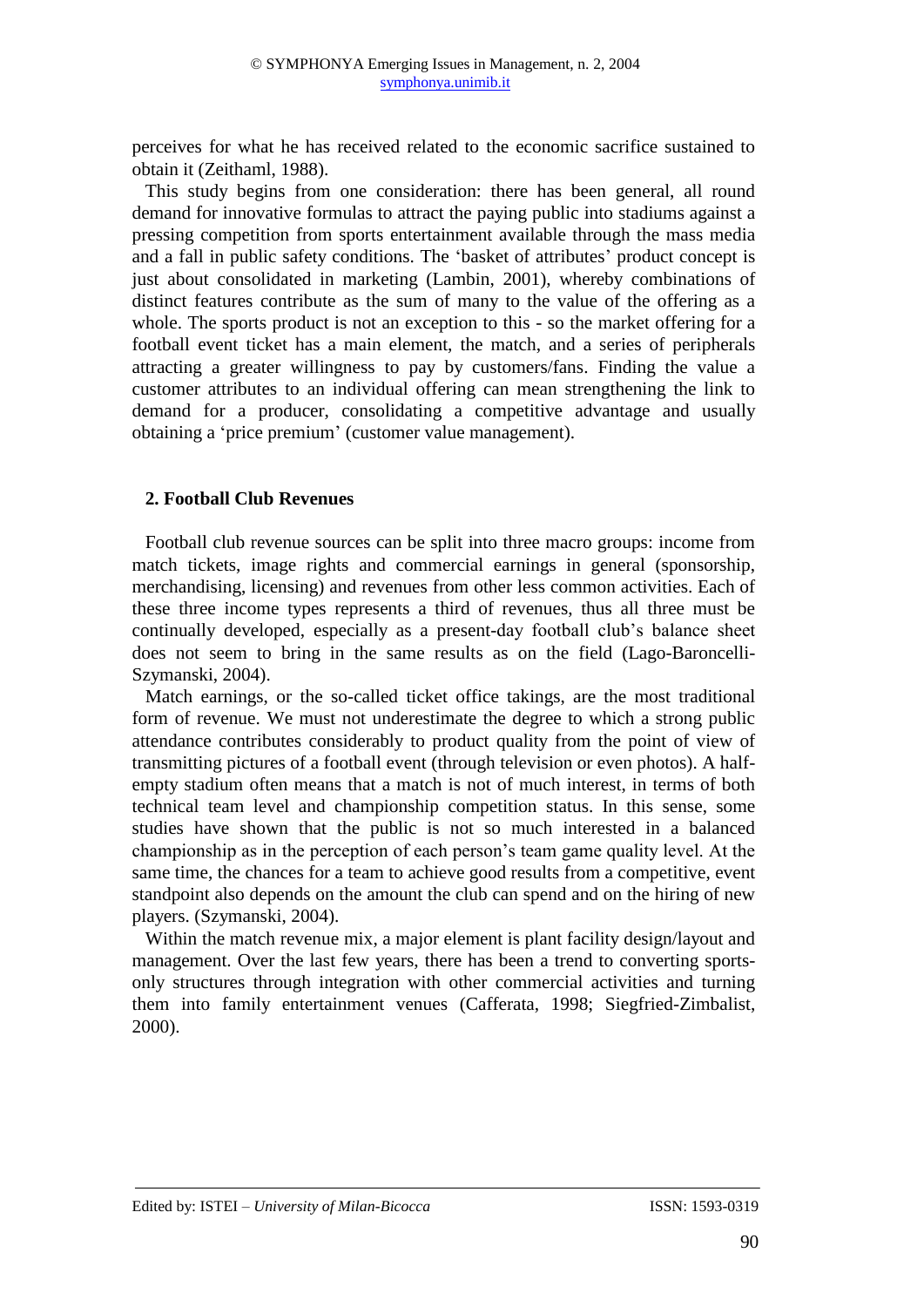perceives for what he has received related to the economic sacrifice sustained to obtain it (Zeithaml, 1988).

This study begins from one consideration: there has been general, all round demand for innovative formulas to attract the paying public into stadiums against a pressing competition from sports entertainment available through the mass media and a fall in public safety conditions. The 'basket of attributes' product concept is just about consolidated in marketing (Lambin, 2001), whereby combinations of distinct features contribute as the sum of many to the value of the offering as a whole. The sports product is not an exception to this - so the market offering for a football event ticket has a main element, the match, and a series of peripherals attracting a greater willingness to pay by customers/fans. Finding the value a customer attributes to an individual offering can mean strengthening the link to demand for a producer, consolidating a competitive advantage and usually obtaining a 'price premium' (customer value management).

## 2. Football Club Revenues

Football club revenue sources can be split into three macro groups: income from match tickets, image rights and commercial earnings in general (sponsorship, merchandising, licensing) and revenues from other less common activities. Each of these three income types represents a third of revenues, thus all three must be continually developed, especially as a present-day football club's balance sheet does not seem to bring in the same results as on the field (Lago-Baroncelli-Szymanski, 2004).

Match earnings, or the so-called ticket office takings, are the most traditional form of revenue. We must not underestimate the degree to which a strong public attendance contributes considerably to product quality from the point of view of transmitting pictures of a football event (through television or even photos). A half-empty stadium often means that a match is not of much interest, in terms of both technical team level and championship competition status. In this sense, some studies have shown that the public is not so much interested in a balanced championship as in the perception of each person's team game quality level. At the same time, the chances for a team to achieve good results from a competitive, event standpoint also depends on the amount the club can spend and on the hiring of new players. (Szymanski, 2004).

Within the match revenue mix, a major element is plant facility design/layout and management. Over the last few years, there has been a trend to converting sports-only structures through integration with other commercial activities and turning them into family entertainment venues (Cafferata, 1998; Siegfried-Zimbalist, 2000).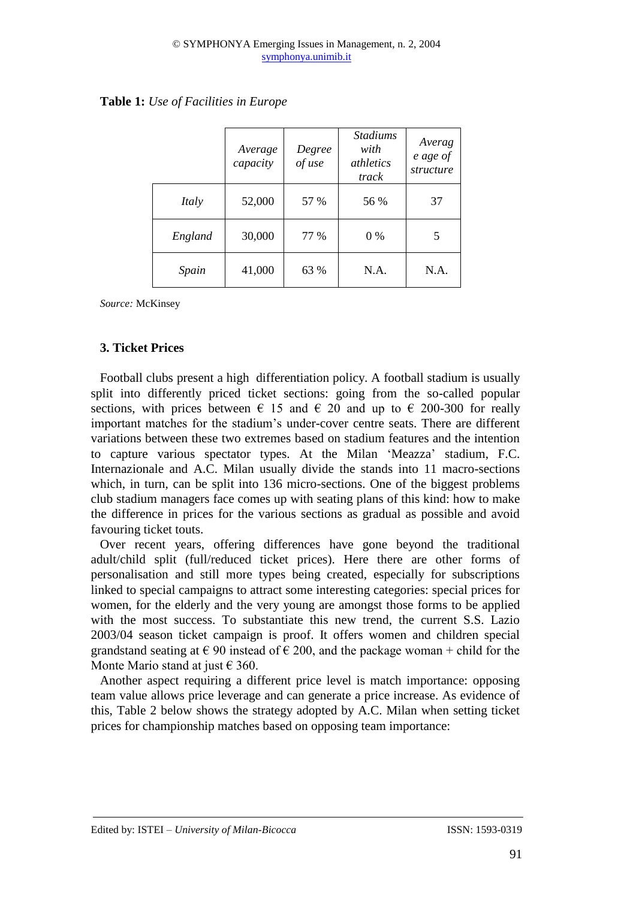**Table 1:** *Use of Facilities in Europe*

| | *Average capacity* | *Degree of use* | *Stadiums with athletics track* | *Average age of structure* |
|---|---|---|---|---|
| *Italy* | 52,000 | 57 % | 56 % | 37 |
| *England* | 30,000 | 77 % | 0 % | 5 |
| *Spain* | 41,000 | 63 % | N.A. | N.A. |

*Source:* McKinsey

### 3. Ticket Prices

Football clubs present a high differentiation policy. A football stadium is usually split into differently priced ticket sections: going from the so-called popular sections, with prices between € 15 and € 20 and up to € 200-300 for really important matches for the stadium's under-cover centre seats. There are different variations between these two extremes based on stadium features and the intention to capture various spectator types. At the Milan 'Meazza' stadium, F.C. Internazionale and A.C. Milan usually divide the stands into 11 macro-sections which, in turn, can be split into 136 micro-sections. One of the biggest problems club stadium managers face comes up with seating plans of this kind: how to make the difference in prices for the various sections as gradual as possible and avoid favouring ticket touts.

Over recent years, offering differences have gone beyond the traditional adult/child split (full/reduced ticket prices). Here there are other forms of personalisation and still more types being created, especially for subscriptions linked to special campaigns to attract some interesting categories: special prices for women, for the elderly and the very young are amongst those forms to be applied with the most success. To substantiate this new trend, the current S.S. Lazio 2003/04 season ticket campaign is proof. It offers women and children special grandstand seating at € 90 instead of € 200, and the package woman + child for the Monte Mario stand at just € 360.

Another aspect requiring a different price level is match importance: opposing team value allows price leverage and can generate a price increase. As evidence of this, Table 2 below shows the strategy adopted by A.C. Milan when setting ticket prices for championship matches based on opposing team importance: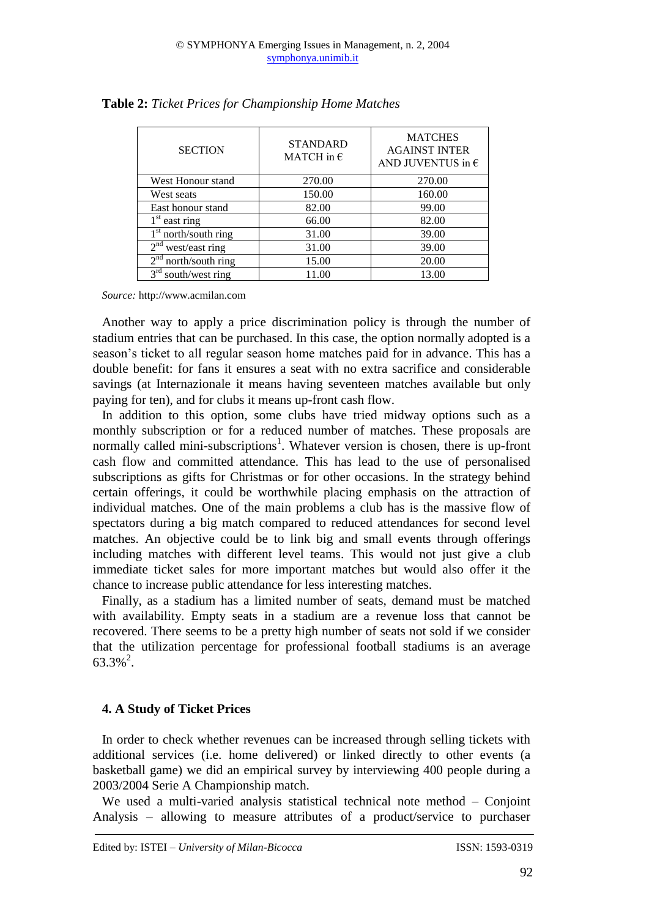**Table 2:** *Ticket Prices for Championship Home Matches*

| SECTION | STANDARD MATCH in € | MATCHES AGAINST INTER AND JUVENTUS in € |
|---|---|---|
| West Honour stand | 270.00 | 270.00 |
| West seats | 150.00 | 160.00 |
| East honour stand | 82.00 | 99.00 |
| 1st east ring | 66.00 | 82.00 |
| 1st north/south ring | 31.00 | 39.00 |
| 2nd west/east ring | 31.00 | 39.00 |
| 2nd north/south ring | 15.00 | 20.00 |
| 3rd south/west ring | 11.00 | 13.00 |

*Source:* http://www.acmilan.com

Another way to apply a price discrimination policy is through the number of stadium entries that can be purchased. In this case, the option normally adopted is a season's ticket to all regular season home matches paid for in advance. This has a double benefit: for fans it ensures a seat with no extra sacrifice and considerable savings (at Internazionale it means having seventeen matches available but only paying for ten), and for clubs it means up-front cash flow.

In addition to this option, some clubs have tried midway options such as a monthly subscription or for a reduced number of matches. These proposals are normally called mini-subscriptions[1]. Whatever version is chosen, there is up-front cash flow and committed attendance. This has lead to the use of personalised subscriptions as gifts for Christmas or for other occasions. In the strategy behind certain offerings, it could be worthwhile placing emphasis on the attraction of individual matches. One of the main problems a club has is the massive flow of spectators during a big match compared to reduced attendances for second level matches. An objective could be to link big and small events through offerings including matches with different level teams. This would not just give a club immediate ticket sales for more important matches but would also offer it the chance to increase public attendance for less interesting matches.

Finally, as a stadium has a limited number of seats, demand must be matched with availability. Empty seats in a stadium are a revenue loss that cannot be recovered. There seems to be a pretty high number of seats not sold if we consider that the utilization percentage for professional football stadiums is an average 63.3%[2].

### 4. A Study of Ticket Prices

In order to check whether revenues can be increased through selling tickets with additional services (i.e. home delivered) or linked directly to other events (a basketball game) we did an empirical survey by interviewing 400 people during a 2003/2004 Serie A Championship match.

We used a multi-varied analysis statistical technical note method – Conjoint Analysis – allowing to measure attributes of a product/service to purchaser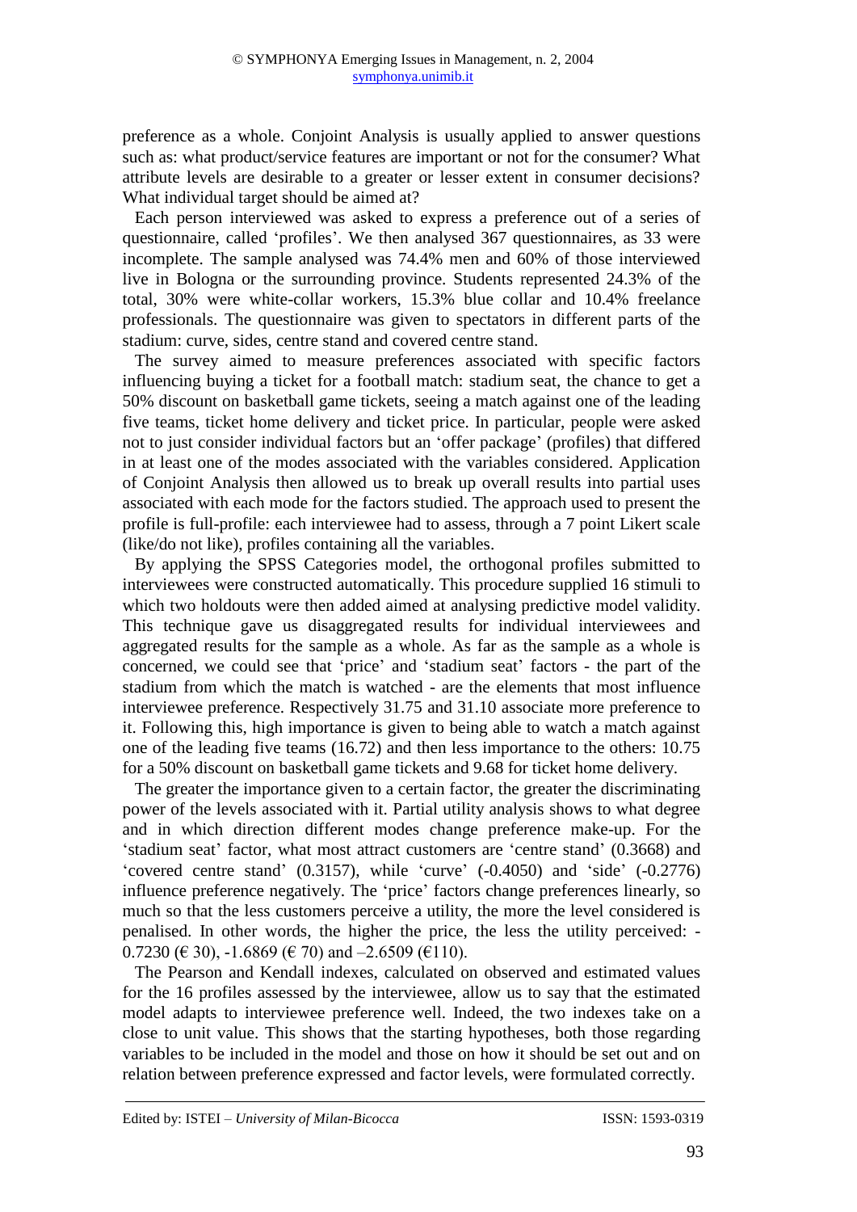preference as a whole. Conjoint Analysis is usually applied to answer questions such as: what product/service features are important or not for the consumer? What attribute levels are desirable to a greater or lesser extent in consumer decisions? What individual target should be aimed at?

Each person interviewed was asked to express a preference out of a series of questionnaire, called 'profiles'. We then analysed 367 questionnaires, as 33 were incomplete. The sample analysed was 74.4% men and 60% of those interviewed live in Bologna or the surrounding province. Students represented 24.3% of the total, 30% were white-collar workers, 15.3% blue collar and 10.4% freelance professionals. The questionnaire was given to spectators in different parts of the stadium: curve, sides, centre stand and covered centre stand.

The survey aimed to measure preferences associated with specific factors influencing buying a ticket for a football match: stadium seat, the chance to get a 50% discount on basketball game tickets, seeing a match against one of the leading five teams, ticket home delivery and ticket price. In particular, people were asked not to just consider individual factors but an 'offer package' (profiles) that differed in at least one of the modes associated with the variables considered. Application of Conjoint Analysis then allowed us to break up overall results into partial uses associated with each mode for the factors studied. The approach used to present the profile is full-profile: each interviewee had to assess, through a 7 point Likert scale (like/do not like), profiles containing all the variables.

By applying the SPSS Categories model, the orthogonal profiles submitted to interviewees were constructed automatically. This procedure supplied 16 stimuli to which two holdouts were then added aimed at analysing predictive model validity. This technique gave us disaggregated results for individual interviewees and aggregated results for the sample as a whole. As far as the sample as a whole is concerned, we could see that 'price' and 'stadium seat' factors - the part of the stadium from which the match is watched - are the elements that most influence interviewee preference. Respectively 31.75 and 31.10 associate more preference to it. Following this, high importance is given to being able to watch a match against one of the leading five teams (16.72) and then less importance to the others: 10.75 for a 50% discount on basketball game tickets and 9.68 for ticket home delivery.

The greater the importance given to a certain factor, the greater the discriminating power of the levels associated with it. Partial utility analysis shows to what degree and in which direction different modes change preference make-up. For the 'stadium seat' factor, what most attract customers are 'centre stand' (0.3668) and 'covered centre stand' (0.3157), while 'curve' (-0.4050) and 'side' (-0.2776) influence preference negatively. The 'price' factors change preferences linearly, so much so that the less customers perceive a utility, the more the level considered is penalised. In other words, the higher the price, the less the utility perceived: -0.7230 (€ 30), -1.6869 (€ 70) and –2.6509 (€110).

The Pearson and Kendall indexes, calculated on observed and estimated values for the 16 profiles assessed by the interviewee, allow us to say that the estimated model adapts to interviewee preference well. Indeed, the two indexes take on a close to unit value. This shows that the starting hypotheses, both those regarding variables to be included in the model and those on how it should be set out and on relation between preference expressed and factor levels, were formulated correctly.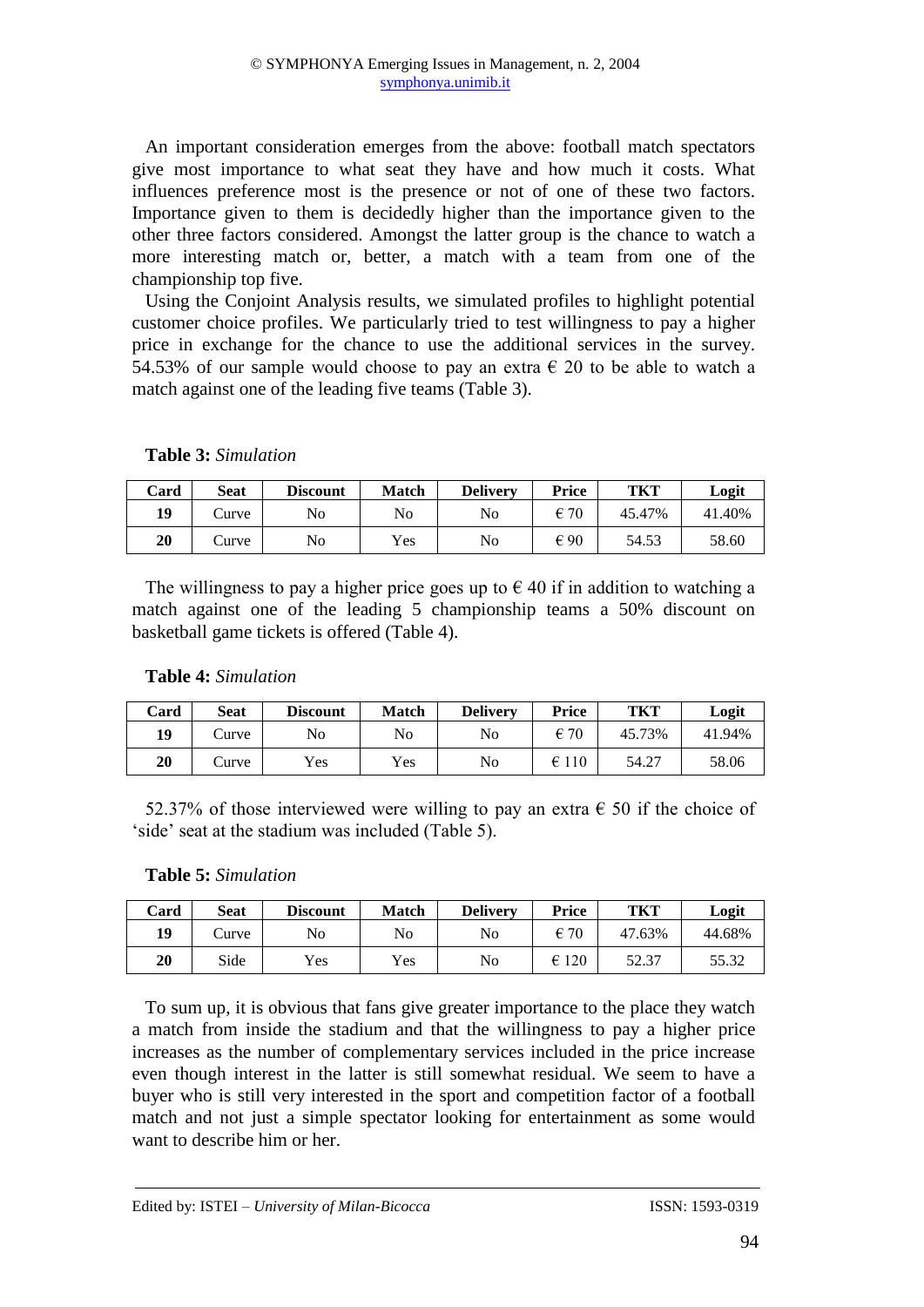An important consideration emerges from the above: football match spectators give most importance to what seat they have and how much it costs. What influences preference most is the presence or not of one of these two factors. Importance given to them is decidedly higher than the importance given to the other three factors considered. Amongst the latter group is the chance to watch a more interesting match or, better, a match with a team from one of the championship top five.

Using the Conjoint Analysis results, we simulated profiles to highlight potential customer choice profiles. We particularly tried to test willingness to pay a higher price in exchange for the chance to use the additional services in the survey. 54.53% of our sample would choose to pay an extra € 20 to be able to watch a match against one of the leading five teams (Table 3).

**Table 3:** *Simulation*

| Card | Seat | Discount | Match | Delivery | Price | TKT | Logit |
|---|---|---|---|---|---|---|---|
| **19** | Curve | No | No | No | € 70 | 45.47% | 41.40% |
| **20** | Curve | No | Yes | No | € 90 | 54.53 | 58.60 |

The willingness to pay a higher price goes up to € 40 if in addition to watching a match against one of the leading 5 championship teams a 50% discount on basketball game tickets is offered (Table 4).

**Table 4:** *Simulation*

| Card | Seat | Discount | Match | Delivery | Price | TKT | Logit |
|---|---|---|---|---|---|---|---|
| **19** | Curve | No | No | No | € 70 | 45.73% | 41.94% |
| **20** | Curve | Yes | Yes | No | € 110 | 54.27 | 58.06 |

52.37% of those interviewed were willing to pay an extra € 50 if the choice of 'side' seat at the stadium was included (Table 5).

**Table 5:** *Simulation*

| Card | Seat | Discount | Match | Delivery | Price | TKT | Logit |
|---|---|---|---|---|---|---|---|
| **19** | Curve | No | No | No | € 70 | 47.63% | 44.68% |
| **20** | Side | Yes | Yes | No | € 120 | 52.37 | 55.32 |

To sum up, it is obvious that fans give greater importance to the place they watch a match from inside the stadium and that the willingness to pay a higher price increases as the number of complementary services included in the price increase even though interest in the latter is still somewhat residual. We seem to have a buyer who is still very interested in the sport and competition factor of a football match and not just a simple spectator looking for entertainment as some would want to describe him or her.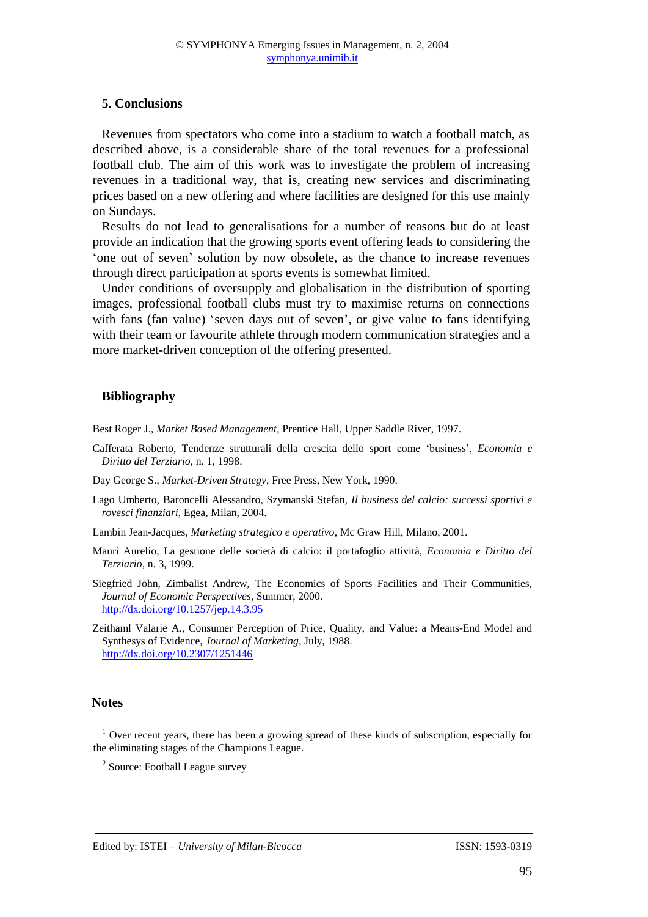## 5. Conclusions

Revenues from spectators who come into a stadium to watch a football match, as described above, is a considerable share of the total revenues for a professional football club. The aim of this work was to investigate the problem of increasing revenues in a traditional way, that is, creating new services and discriminating prices based on a new offering and where facilities are designed for this use mainly on Sundays.

Results do not lead to generalisations for a number of reasons but do at least provide an indication that the growing sports event offering leads to considering the 'one out of seven' solution by now obsolete, as the chance to increase revenues through direct participation at sports events is somewhat limited.

Under conditions of oversupply and globalisation in the distribution of sporting images, professional football clubs must try to maximise returns on connections with fans (fan value) 'seven days out of seven', or give value to fans identifying with their team or favourite athlete through modern communication strategies and a more market-driven conception of the offering presented.

## Bibliography

Best Roger J., *Market Based Management*, Prentice Hall, Upper Saddle River, 1997.

Cafferata Roberto, Tendenze strutturali della crescita dello sport come 'business', *Economia e Diritto del Terziario*, n. 1, 1998.

Day George S., *Market-Driven Strategy*, Free Press, New York, 1990.

Lago Umberto, Baroncelli Alessandro, Szymanski Stefan, *Il business del calcio: successi sportivi e rovesci finanziari*, Egea, Milan, 2004.

Lambin Jean-Jacques, *Marketing strategico e operativo*, Mc Graw Hill, Milano, 2001.

Mauri Aurelio, La gestione delle società di calcio: il portafoglio attività, *Economia e Diritto del Terziario*, n. 3, 1999.

Siegfried John, Zimbalist Andrew, The Economics of Sports Facilities and Their Communities, *Journal of Economic Perspectives*, Summer, 2000. http://dx.doi.org/10.1257/jep.14.3.95

Zeithaml Valarie A., Consumer Perception of Price, Quality, and Value: a Means-End Model and Synthesys of Evidence, *Journal of Marketing*, July, 1988. http://dx.doi.org/10.2307/1251446

## Notes

[1] Over recent years, there has been a growing spread of these kinds of subscription, especially for the eliminating stages of the Champions League.

[2] Source: Football League survey